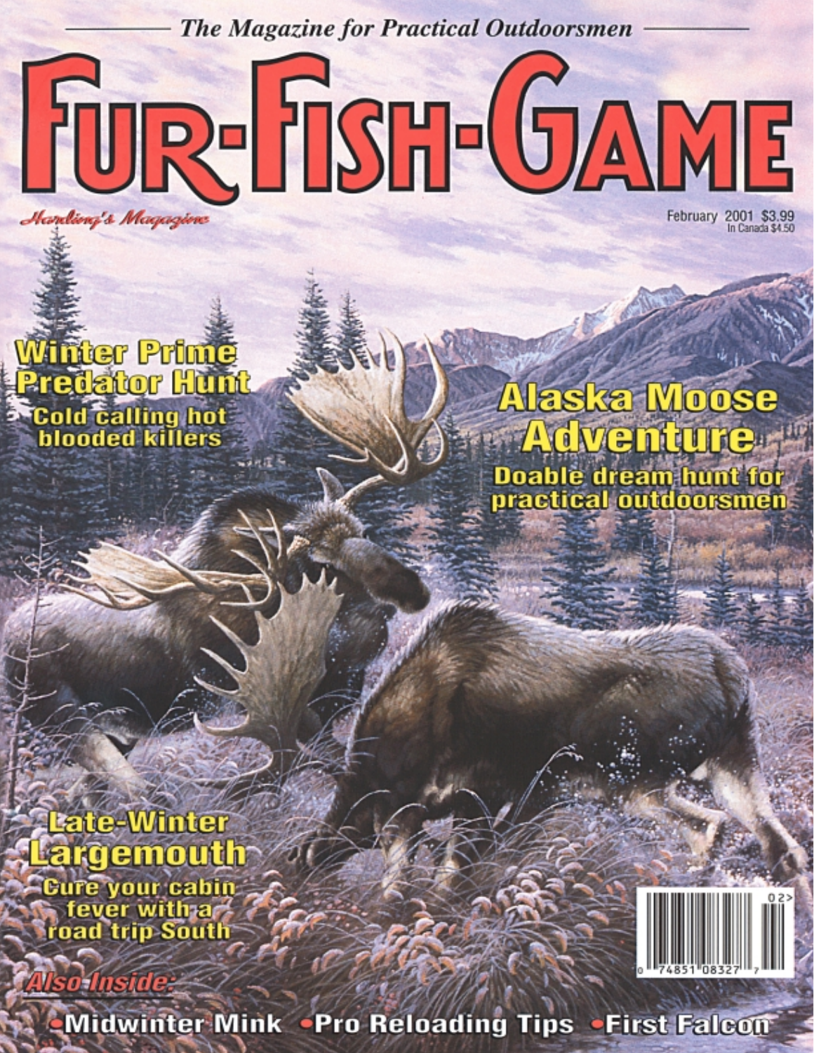*The Magazine for Practical Outdoorsmen*

# FUR-FISH-GAME

*Harding's Magazine*

February 2001 $3.99
In Canada $4.50

## Winter Prime Predator Hunt

Cold calling hot blooded killers

## Alaska Moose Adventure

Doable dream hunt for practical outdoorsmen

## Late-Winter Largemouth

Cure your cabin fever with a road trip South

*Also Inside:*

- Midwinter Mink
- Pro Reloading Tips
- First Falcon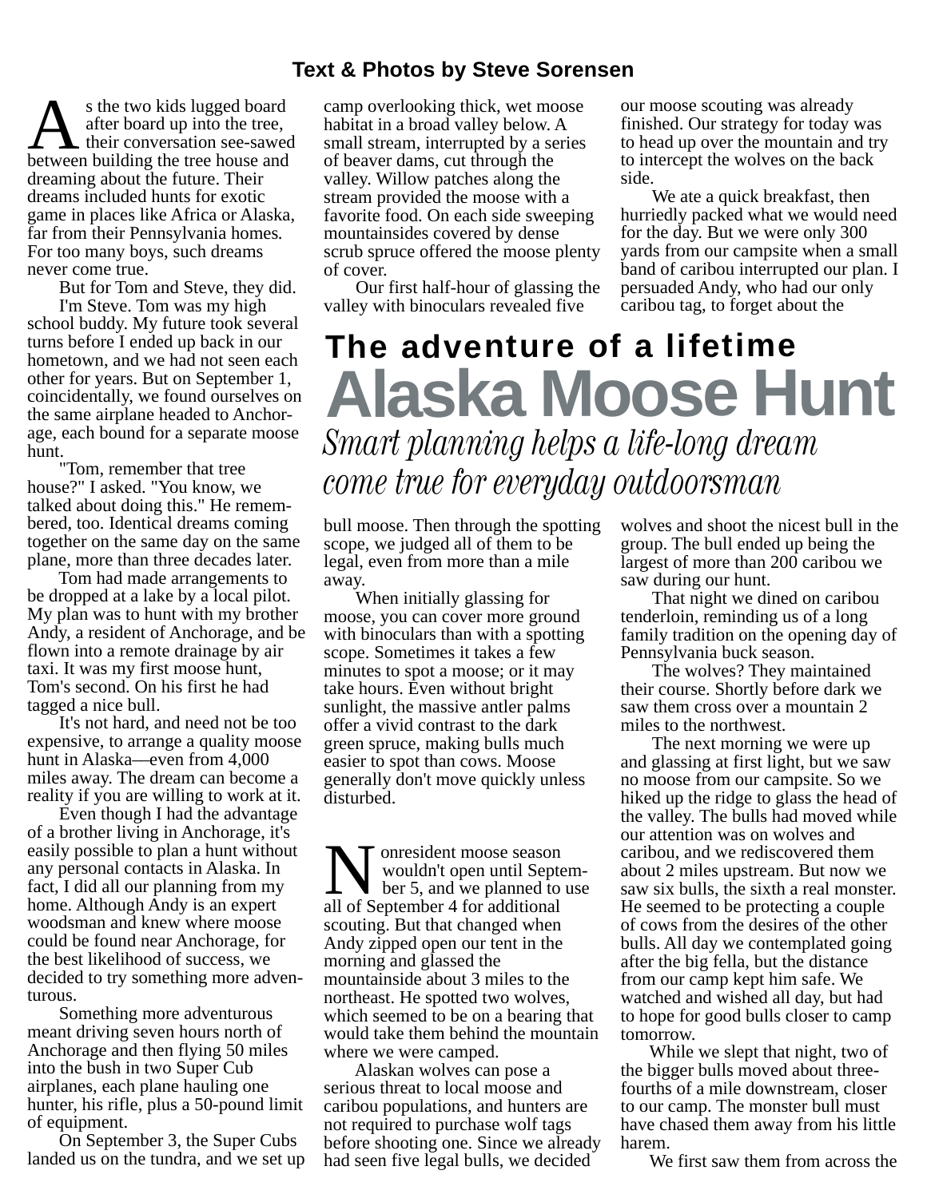Text & Photos by Steve Sorensen

# The adventure of a lifetime

# Alaska Moose Hunt

*Smart planning helps a life-long dream come true for everyday outdoorsman*

As the two kids lugged board after board up into the tree, their conversation see-sawed between building the tree house and dreaming about the future. Their dreams included hunts for exotic game in places like Africa or Alaska, far from their Pennsylvania homes. For too many boys, such dreams never come true.

But for Tom and Steve, they did.

I'm Steve. Tom was my high school buddy. My future took several turns before I ended up back in our hometown, and we had not seen each other for years. But on September 1, coincidentally, we found ourselves on the same airplane headed to Anchorage, each bound for a separate moose hunt.

"Tom, remember that tree house?" I asked. "You know, we talked about doing this." He remembered, too. Identical dreams coming together on the same day on the same plane, more than three decades later.

Tom had made arrangements to be dropped at a lake by a local pilot. My plan was to hunt with my brother Andy, a resident of Anchorage, and be flown into a remote drainage by air taxi. It was my first moose hunt, Tom's second. On his first he had tagged a nice bull.

It's not hard, and need not be too expensive, to arrange a quality moose hunt in Alaska—even from 4,000 miles away. The dream can become a reality if you are willing to work at it.

Even though I had the advantage of a brother living in Anchorage, it's easily possible to plan a hunt without any personal contacts in Alaska. In fact, I did all our planning from my home. Although Andy is an expert woodsman and knew where moose could be found near Anchorage, for the best likelihood of success, we decided to try something more adventurous.

Something more adventurous meant driving seven hours north of Anchorage and then flying 50 miles into the bush in two Super Cub airplanes, each plane hauling one hunter, his rifle, plus a 50-pound limit of equipment.

On September 3, the Super Cubs landed us on the tundra, and we set up camp overlooking thick, wet moose habitat in a broad valley below. A small stream, interrupted by a series of beaver dams, cut through the valley. Willow patches along the stream provided the moose with a favorite food. On each side sweeping mountainsides covered by dense scrub spruce offered the moose plenty of cover.

Our first half-hour of glassing the valley with binoculars revealed five bull moose. Then through the spotting scope, we judged all of them to be legal, even from more than a mile away.

When initially glassing for moose, you can cover more ground with binoculars than with a spotting scope. Sometimes it takes a few minutes to spot a moose; or it may take hours. Even without bright sunlight, the massive antler palms offer a vivid contrast to the dark green spruce, making bulls much easier to spot than cows. Moose generally don't move quickly unless disturbed.

Nonresident moose season wouldn't open until September 5, and we planned to use all of September 4 for additional scouting. But that changed when Andy zipped open our tent in the morning and glassed the mountainside about 3 miles to the northeast. He spotted two wolves, which seemed to be on a bearing that would take them behind the mountain where we were camped.

Alaskan wolves can pose a serious threat to local moose and caribou populations, and hunters are not required to purchase wolf tags before shooting one. Since we already had seen five legal bulls, we decided our moose scouting was already finished. Our strategy for today was to head up over the mountain and try to intercept the wolves on the back side.

We ate a quick breakfast, then hurriedly packed what we would need for the day. But we were only 300 yards from our campsite when a small band of caribou interrupted our plan. I persuaded Andy, who had our only caribou tag, to forget about the wolves and shoot the nicest bull in the group. The bull ended up being the largest of more than 200 caribou we saw during our hunt.

That night we dined on caribou tenderloin, reminding us of a long family tradition on the opening day of Pennsylvania buck season.

The wolves? They maintained their course. Shortly before dark we saw them cross over a mountain 2 miles to the northwest.

The next morning we were up and glassing at first light, but we saw no moose from our campsite. So we hiked up the ridge to glass the head of the valley. The bulls had moved while our attention was on wolves and caribou, and we rediscovered them about 2 miles upstream. But now we saw six bulls, the sixth a real monster. He seemed to be protecting a couple of cows from the desires of the other bulls. All day we contemplated going after the big fella, but the distance from our camp kept him safe. We watched and wished all day, but had to hope for good bulls closer to camp tomorrow.

While we slept that night, two of the bigger bulls moved about three-fourths of a mile downstream, closer to our camp. The monster bull must have chased them away from his little harem.

We first saw them from across the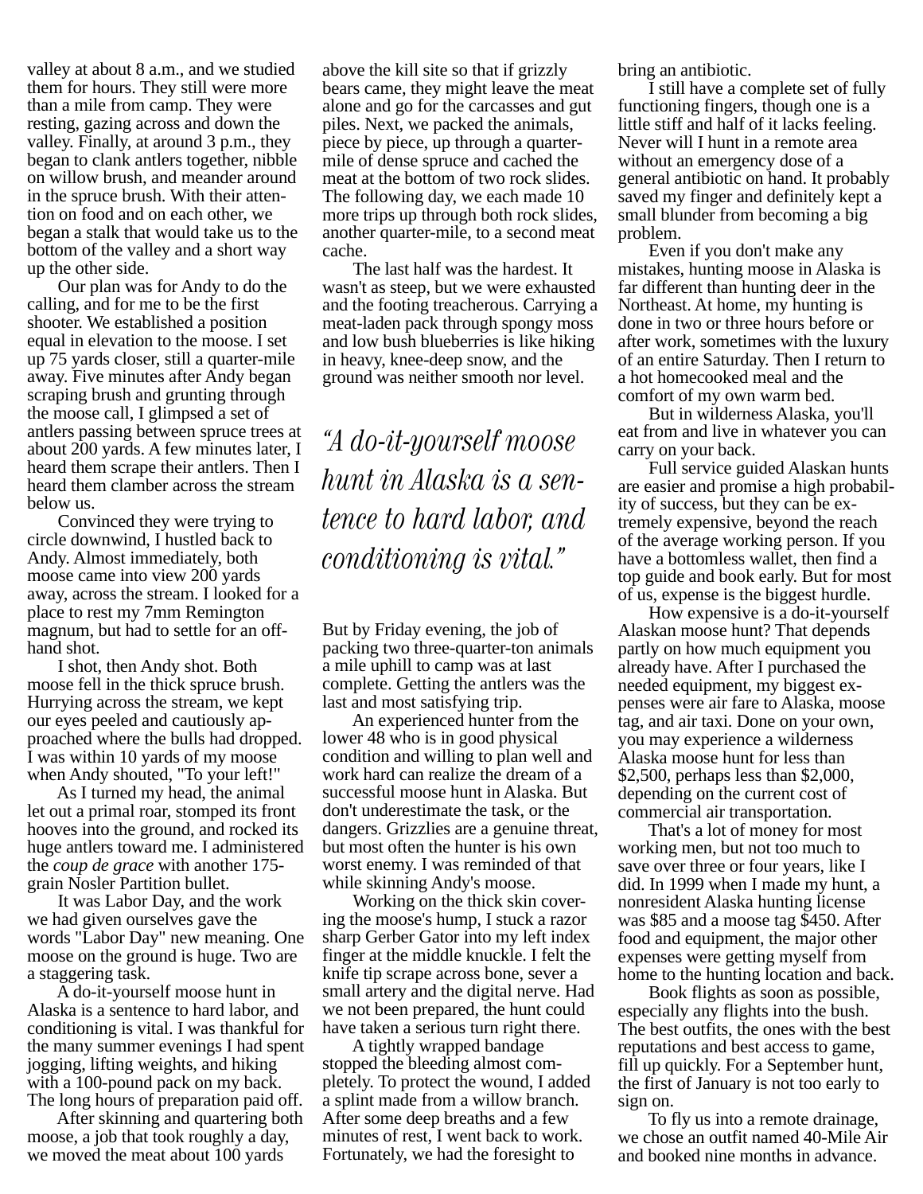valley at about 8 a.m., and we studied them for hours. They still were more than a mile from camp. They were resting, gazing across and down the valley. Finally, at around 3 p.m., they began to clank antlers together, nibble on willow brush, and meander around in the spruce brush. With their attention on food and on each other, we began a stalk that would take us to the bottom of the valley and a short way up the other side.

Our plan was for Andy to do the calling, and for me to be the first shooter. We established a position equal in elevation to the moose. I set up 75 yards closer, still a quarter-mile away. Five minutes after Andy began scraping brush and grunting through the moose call, I glimpsed a set of antlers passing between spruce trees at about 200 yards. A few minutes later, I heard them scrape their antlers. Then I heard them clamber across the stream below us.

Convinced they were trying to circle downwind, I hustled back to Andy. Almost immediately, both moose came into view 200 yards away, across the stream. I looked for a place to rest my 7mm Remington magnum, but had to settle for an offhand shot.

I shot, then Andy shot. Both moose fell in the thick spruce brush. Hurrying across the stream, we kept our eyes peeled and cautiously approached where the bulls had dropped. I was within 10 yards of my moose when Andy shouted, "To your left!"

As I turned my head, the animal let out a primal roar, stomped its front hooves into the ground, and rocked its huge antlers toward me. I administered the *coup de grace* with another 175-grain Nosler Partition bullet.

It was Labor Day, and the work we had given ourselves gave the words "Labor Day" new meaning. One moose on the ground is huge. Two are a staggering task.

A do-it-yourself moose hunt in Alaska is a sentence to hard labor, and conditioning is vital. I was thankful for the many summer evenings I had spent jogging, lifting weights, and hiking with a 100-pound pack on my back. The long hours of preparation paid off.

After skinning and quartering both moose, a job that took roughly a day, we moved the meat about 100 yards above the kill site so that if grizzly bears came, they might leave the meat alone and go for the carcasses and gut piles. Next, we packed the animals, piece by piece, up through a quarter-mile of dense spruce and cached the meat at the bottom of two rock slides. The following day, we each made 10 more trips up through both rock slides, another quarter-mile, to a second meat cache.

The last half was the hardest. It wasn't as steep, but we were exhausted and the footing treacherous. Carrying a meat-laden pack through spongy moss and low bush blueberries is like hiking in heavy, knee-deep snow, and the ground was neither smooth nor level.

> *"A do-it-yourself moose hunt in Alaska is a sentence to hard labor, and conditioning is vital."*

But by Friday evening, the job of packing two three-quarter-ton animals a mile uphill to camp was at last complete. Getting the antlers was the last and most satisfying trip.

An experienced hunter from the lower 48 who is in good physical condition and willing to plan well and work hard can realize the dream of a successful moose hunt in Alaska. But don't underestimate the task, or the dangers. Grizzlies are a genuine threat, but most often the hunter is his own worst enemy. I was reminded of that while skinning Andy's moose.

Working on the thick skin covering the moose's hump, I stuck a razor sharp Gerber Gator into my left index finger at the middle knuckle. I felt the knife tip scrape across bone, sever a small artery and the digital nerve. Had we not been prepared, the hunt could have taken a serious turn right there.

A tightly wrapped bandage stopped the bleeding almost completely. To protect the wound, I added a splint made from a willow branch. After some deep breaths and a few minutes of rest, I went back to work. Fortunately, we had the foresight to bring an antibiotic.

I still have a complete set of fully functioning fingers, though one is a little stiff and half of it lacks feeling. Never will I hunt in a remote area without an emergency dose of a general antibiotic on hand. It probably saved my finger and definitely kept a small blunder from becoming a big problem.

Even if you don't make any mistakes, hunting moose in Alaska is far different than hunting deer in the Northeast. At home, my hunting is done in two or three hours before or after work, sometimes with the luxury of an entire Saturday. Then I return to a hot homecooked meal and the comfort of my own warm bed.

But in wilderness Alaska, you'll eat from and live in whatever you can carry on your back.

Full service guided Alaskan hunts are easier and promise a high probability of success, but they can be extremely expensive, beyond the reach of the average working person. If you have a bottomless wallet, then find a top guide and book early. But for most of us, expense is the biggest hurdle.

How expensive is a do-it-yourself Alaskan moose hunt? That depends partly on how much equipment you already have. After I purchased the needed equipment, my biggest expenses were air fare to Alaska, moose tag, and air taxi. Done on your own, you may experience a wilderness Alaska moose hunt for less than \$2,500, perhaps less than \$2,000, depending on the current cost of commercial air transportation.

That's a lot of money for most working men, but not too much to save over three or four years, like I did. In 1999 when I made my hunt, a nonresident Alaska hunting license was \$85 and a moose tag \$450. After food and equipment, the major other expenses were getting myself from home to the hunting location and back.

Book flights as soon as possible, especially any flights into the bush. The best outfits, the ones with the best reputations and best access to game, fill up quickly. For a September hunt, the first of January is not too early to sign on.

To fly us into a remote drainage, we chose an outfit named 40-Mile Air and booked nine months in advance.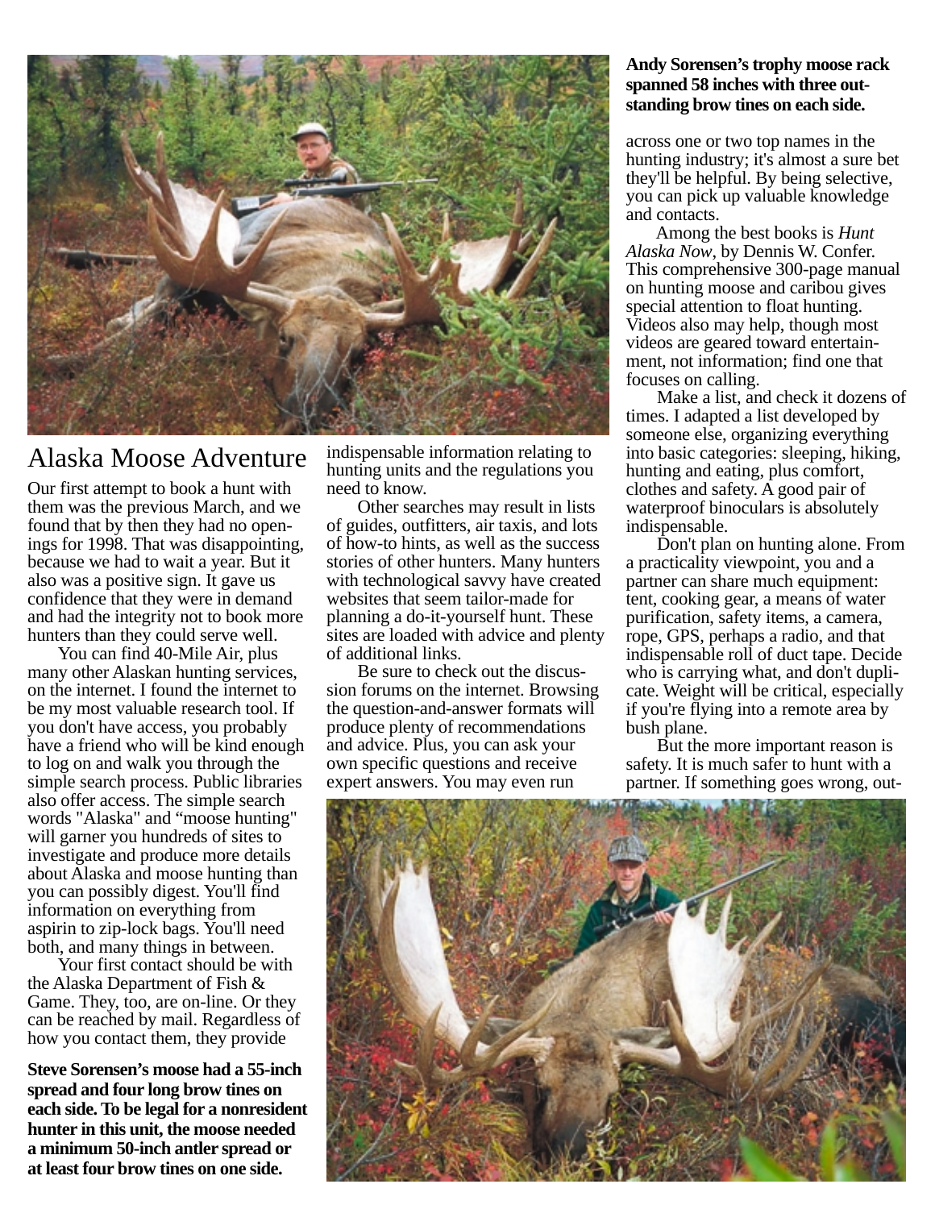# Alaska Moose Adventure

Our first attempt to book a hunt with them was the previous March, and we found that by then they had no openings for 1998. That was disappointing, because we had to wait a year. But it also was a positive sign. It gave us confidence that they were in demand and had the integrity not to book more hunters than they could serve well.

You can find 40-Mile Air, plus many other Alaskan hunting services, on the internet. I found the internet to be my most valuable research tool. If you don't have access, you probably have a friend who will be kind enough to log on and walk you through the simple search process. Public libraries also offer access. The simple search words "Alaska" and "moose hunting" will garner you hundreds of sites to investigate and produce more details about Alaska and moose hunting than you can possibly digest. You'll find information on everything from aspirin to zip-lock bags. You'll need both, and many things in between.

Your first contact should be with the Alaska Department of Fish & Game. They, too, are on-line. Or they can be reached by mail. Regardless of how you contact them, they provide indispensable information relating to hunting units and the regulations you need to know.

**Steve Sorensen's moose had a 55-inch spread and four long brow tines on each side. To be legal for a nonresident hunter in this unit, the moose needed a minimum 50-inch antler spread or at least four brow tines on one side.**

Other searches may result in lists of guides, outfitters, air taxis, and lots of how-to hints, as well as the success stories of other hunters. Many hunters with technological savvy have created websites that seem tailor-made for planning a do-it-yourself hunt. These sites are loaded with advice and plenty of additional links.

Be sure to check out the discussion forums on the internet. Browsing the question-and-answer formats will produce plenty of recommendations and advice. Plus, you can ask your own specific questions and receive expert answers. You may even run across one or two top names in the hunting industry; it's almost a sure bet they'll be helpful. By being selective, you can pick up valuable knowledge and contacts.

**Andy Sorensen's trophy moose rack spanned 58 inches with three outstanding brow tines on each side.**

Among the best books is *Hunt Alaska Now*, by Dennis W. Confer. This comprehensive 300-page manual on hunting moose and caribou gives special attention to float hunting. Videos also may help, though most videos are geared toward entertainment, not information; find one that focuses on calling.

Make a list, and check it dozens of times. I adapted a list developed by someone else, organizing everything into basic categories: sleeping, hiking, hunting and eating, plus comfort, clothes and safety. A good pair of waterproof binoculars is absolutely indispensable.

Don't plan on hunting alone. From a practicality viewpoint, you and a partner can share much equipment: tent, cooking gear, a means of water purification, safety items, a camera, rope, GPS, perhaps a radio, and that indispensable roll of duct tape. Decide who is carrying what, and don't duplicate. Weight will be critical, especially if you're flying into a remote area by bush plane.

But the more important reason is safety. It is much safer to hunt with a partner. If something goes wrong, out-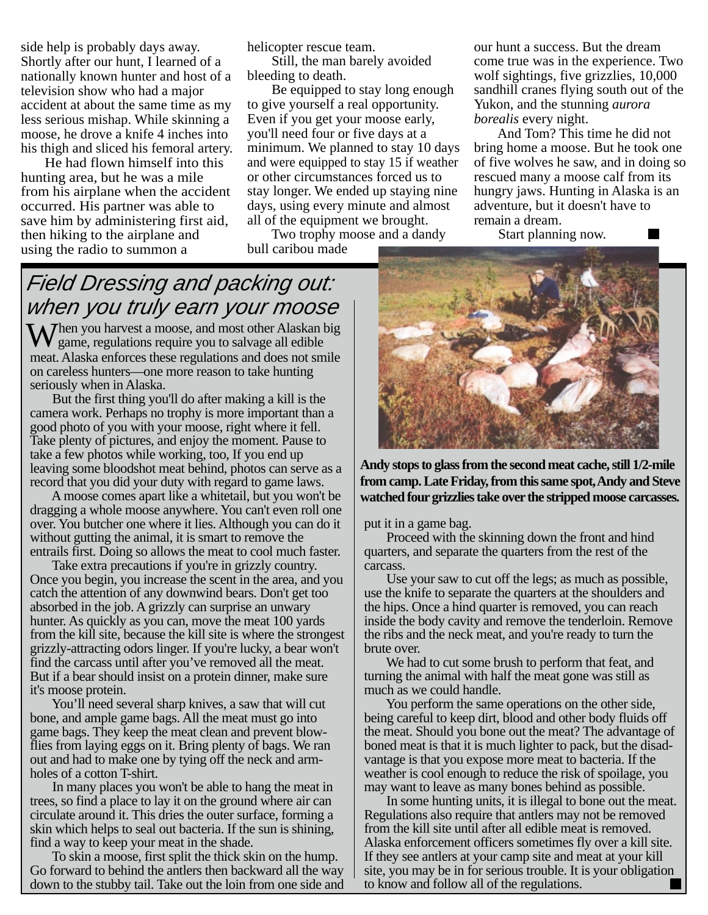side help is probably days away. Shortly after our hunt, I learned of a nationally known hunter and host of a television show who had a major accident at about the same time as my less serious mishap. While skinning a moose, he drove a knife 4 inches into his thigh and sliced his femoral artery.

He had flown himself into this hunting area, but he was a mile from his airplane when the accident occurred. His partner was able to save him by administering first aid, then hiking to the airplane and using the radio to summon a helicopter rescue team.

Still, the man barely avoided bleeding to death.

Be equipped to stay long enough to give yourself a real opportunity. Even if you get your moose early, you'll need four or five days at a minimum. We planned to stay 10 days and were equipped to stay 15 if weather or other circumstances forced us to stay longer. We ended up staying nine days, using every minute and almost all of the equipment we brought.

Two trophy moose and a dandy bull caribou made our hunt a success. But the dream come true was in the experience. Two wolf sightings, five grizzlies, 10,000 sandhill cranes flying south out of the Yukon, and the stunning *aurora borealis* every night.

And Tom? This time he did not bring home a moose. But he took one of five wolves he saw, and in doing so rescued many a moose calf from its hungry jaws. Hunting in Alaska is an adventure, but it doesn't have to remain a dream.

Start planning now.

## Field Dressing and packing out: when you truly earn your moose

When you harvest a moose, and most other Alaskan big game, regulations require you to salvage all edible meat. Alaska enforces these regulations and does not smile on careless hunters—one more reason to take hunting seriously when in Alaska.

But the first thing you'll do after making a kill is the camera work. Perhaps no trophy is more important than a good photo of you with your moose, right where it fell. Take plenty of pictures, and enjoy the moment. Pause to take a few photos while working, too, If you end up leaving some bloodshot meat behind, photos can serve as a record that you did your duty with regard to game laws.

A moose comes apart like a whitetail, but you won't be dragging a whole moose anywhere. You can't even roll one over. You butcher one where it lies. Although you can do it without gutting the animal, it is smart to remove the entrails first. Doing so allows the meat to cool much faster.

Take extra precautions if you're in grizzly country. Once you begin, you increase the scent in the area, and you catch the attention of any downwind bears. Don't get too absorbed in the job. A grizzly can surprise an unwary hunter. As quickly as you can, move the meat 100 yards from the kill site, because the kill site is where the strongest grizzly-attracting odors linger. If you're lucky, a bear won't find the carcass until after you've removed all the meat. But if a bear should insist on a protein dinner, make sure it's moose protein.

You'll need several sharp knives, a saw that will cut bone, and ample game bags. All the meat must go into game bags. They keep the meat clean and prevent blow-flies from laying eggs on it. Bring plenty of bags. We ran out and had to make one by tying off the neck and arm-holes of a cotton T-shirt.

In many places you won't be able to hang the meat in trees, so find a place to lay it on the ground where air can circulate around it. This dries the outer surface, forming a skin which helps to seal out bacteria. If the sun is shining, find a way to keep your meat in the shade.

To skin a moose, first split the thick skin on the hump. Go forward to behind the antlers then backward all the way down to the stubby tail. Take out the loin from one side and put it in a game bag.

**Andy stops to glass from the second meat cache, still 1/2-mile from camp. Late Friday, from this same spot, Andy and Steve watched four grizzlies take over the stripped moose carcasses.**

Proceed with the skinning down the front and hind quarters, and separate the quarters from the rest of the carcass.

Use your saw to cut off the legs; as much as possible, use the knife to separate the quarters at the shoulders and the hips. Once a hind quarter is removed, you can reach inside the body cavity and remove the tenderloin. Remove the ribs and the neck meat, and you're ready to turn the brute over.

We had to cut some brush to perform that feat, and turning the animal with half the meat gone was still as much as we could handle.

You perform the same operations on the other side, being careful to keep dirt, blood and other body fluids off the meat. Should you bone out the meat? The advantage of boned meat is that it is much lighter to pack, but the disadvantage is that you expose more meat to bacteria. If the weather is cool enough to reduce the risk of spoilage, you may want to leave as many bones behind as possible.

In some hunting units, it is illegal to bone out the meat. Regulations also require that antlers may not be removed from the kill site until after all edible meat is removed. Alaska enforcement officers sometimes fly over a kill site. If they see antlers at your camp site and meat at your kill site, you may be in for serious trouble. It is your obligation to know and follow all of the regulations.